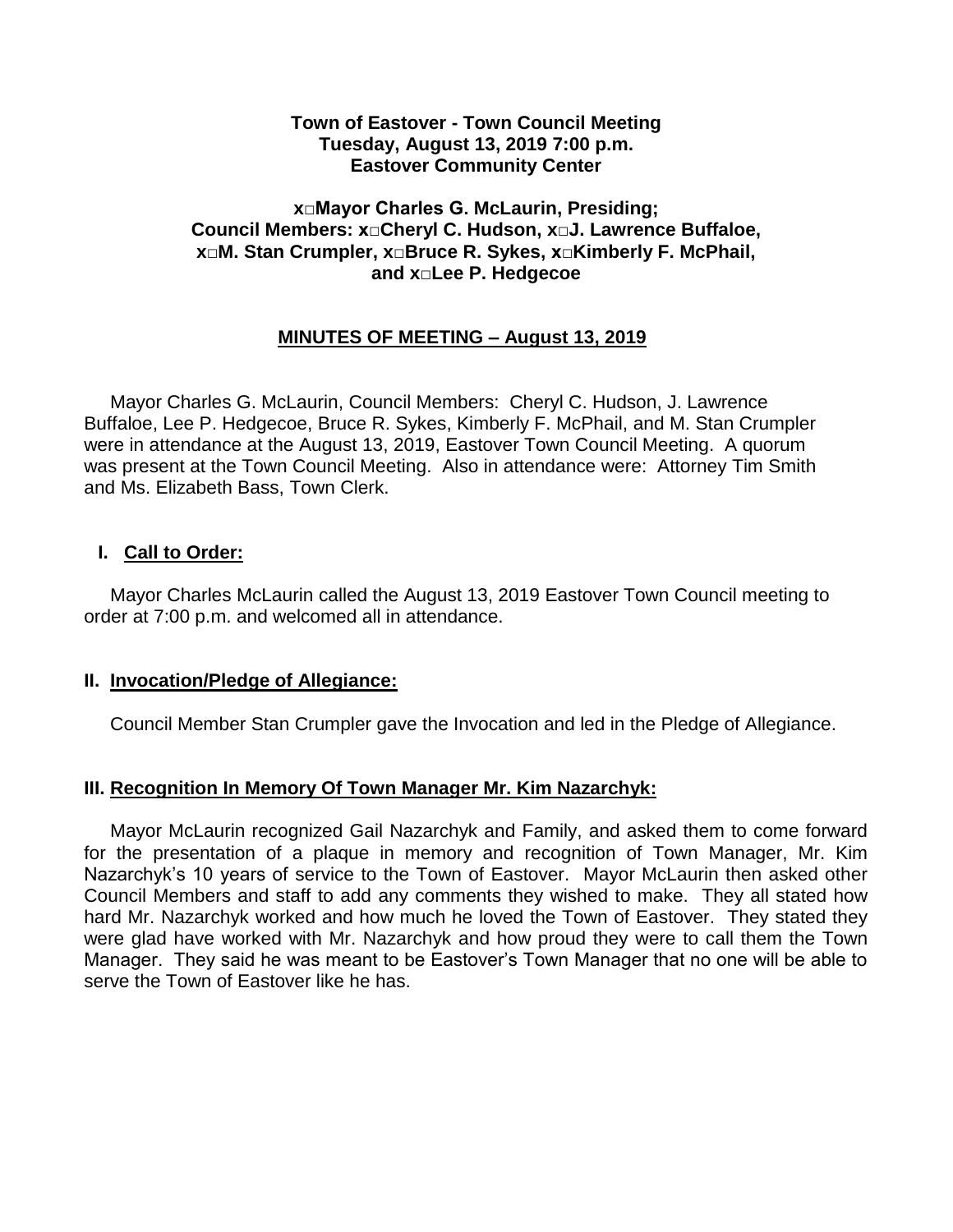**Town of Eastover - Town Council Meeting**
**Tuesday, August 13, 2019 7:00 p.m.**
**Eastover Community Center**

**x□Mayor Charles G. McLaurin, Presiding;**
**Council Members: x□Cheryl C. Hudson, x□J. Lawrence Buffaloe, x□M. Stan Crumpler, x□Bruce R. Sykes, x□Kimberly F. McPhail, and x□Lee P. Hedgecoe**

## MINUTES OF MEETING – August 13, 2019

Mayor Charles G. McLaurin, Council Members: Cheryl C. Hudson, J. Lawrence Buffaloe, Lee P. Hedgecoe, Bruce R. Sykes, Kimberly F. McPhail, and M. Stan Crumpler were in attendance at the August 13, 2019, Eastover Town Council Meeting. A quorum was present at the Town Council Meeting. Also in attendance were: Attorney Tim Smith and Ms. Elizabeth Bass, Town Clerk.

### I. Call to Order:

Mayor Charles McLaurin called the August 13, 2019 Eastover Town Council meeting to order at 7:00 p.m. and welcomed all in attendance.

### II. Invocation/Pledge of Allegiance:

Council Member Stan Crumpler gave the Invocation and led in the Pledge of Allegiance.

### III. Recognition In Memory Of Town Manager Mr. Kim Nazarchyk:

Mayor McLaurin recognized Gail Nazarchyk and Family, and asked them to come forward for the presentation of a plaque in memory and recognition of Town Manager, Mr. Kim Nazarchyk's 10 years of service to the Town of Eastover. Mayor McLaurin then asked other Council Members and staff to add any comments they wished to make. They all stated how hard Mr. Nazarchyk worked and how much he loved the Town of Eastover. They stated they were glad have worked with Mr. Nazarchyk and how proud they were to call them the Town Manager. They said he was meant to be Eastover's Town Manager that no one will be able to serve the Town of Eastover like he has.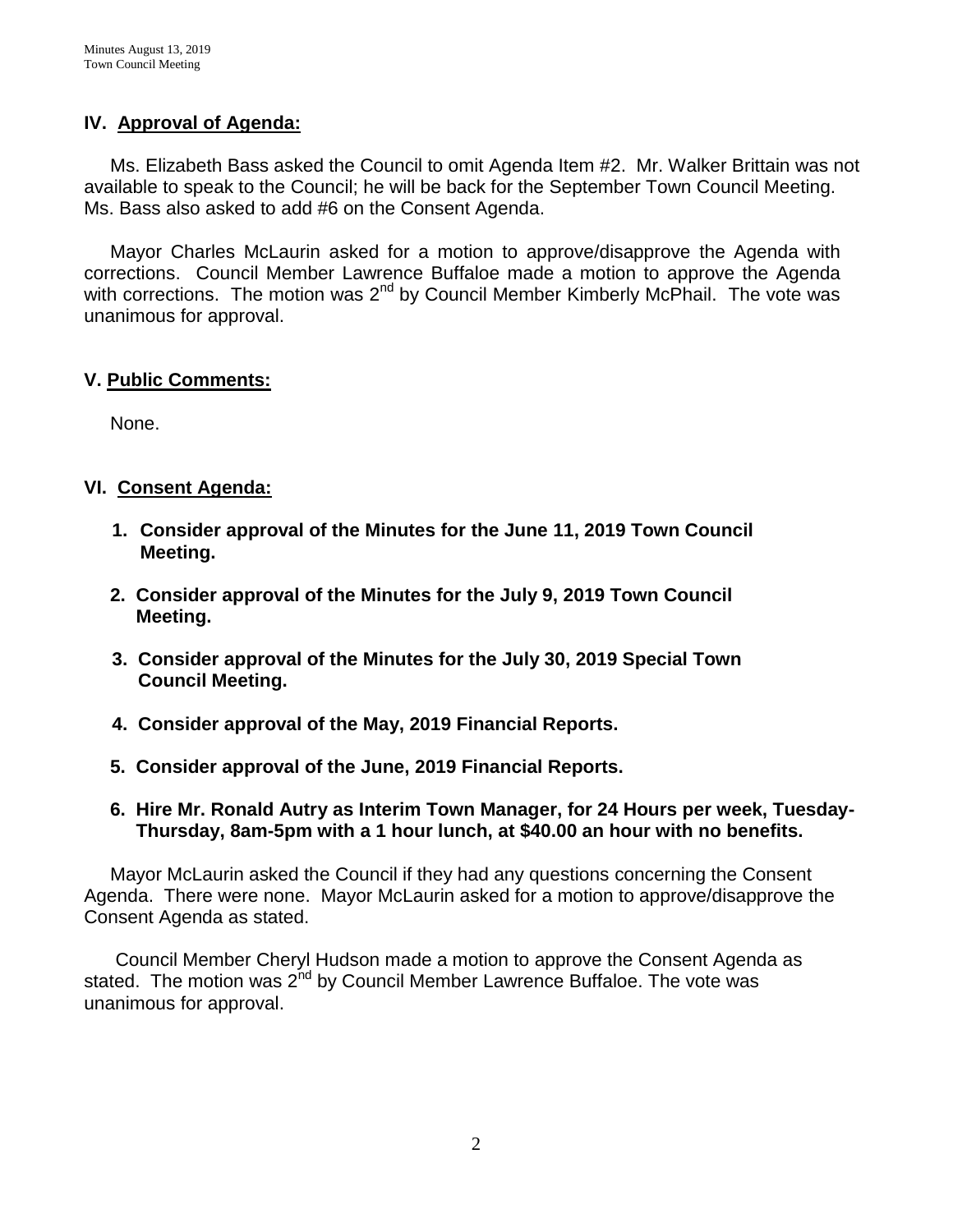## IV. Approval of Agenda:

Ms. Elizabeth Bass asked the Council to omit Agenda Item #2. Mr. Walker Brittain was not available to speak to the Council; he will be back for the September Town Council Meeting. Ms. Bass also asked to add #6 on the Consent Agenda.

Mayor Charles McLaurin asked for a motion to approve/disapprove the Agenda with corrections. Council Member Lawrence Buffaloe made a motion to approve the Agenda with corrections. The motion was 2nd by Council Member Kimberly McPhail. The vote was unanimous for approval.

## V. Public Comments:

None.

## VI. Consent Agenda:

1. **Consider approval of the Minutes for the June 11, 2019 Town Council Meeting.**
2. **Consider approval of the Minutes for the July 9, 2019 Town Council Meeting.**
3. **Consider approval of the Minutes for the July 30, 2019 Special Town Council Meeting.**
4. **Consider approval of the May, 2019 Financial Reports.**
5. **Consider approval of the June, 2019 Financial Reports.**
6. **Hire Mr. Ronald Autry as Interim Town Manager, for 24 Hours per week, Tuesday-Thursday, 8am-5pm with a 1 hour lunch, at $40.00 an hour with no benefits.**

Mayor McLaurin asked the Council if they had any questions concerning the Consent Agenda. There were none. Mayor McLaurin asked for a motion to approve/disapprove the Consent Agenda as stated.

Council Member Cheryl Hudson made a motion to approve the Consent Agenda as stated. The motion was 2nd by Council Member Lawrence Buffaloe. The vote was unanimous for approval.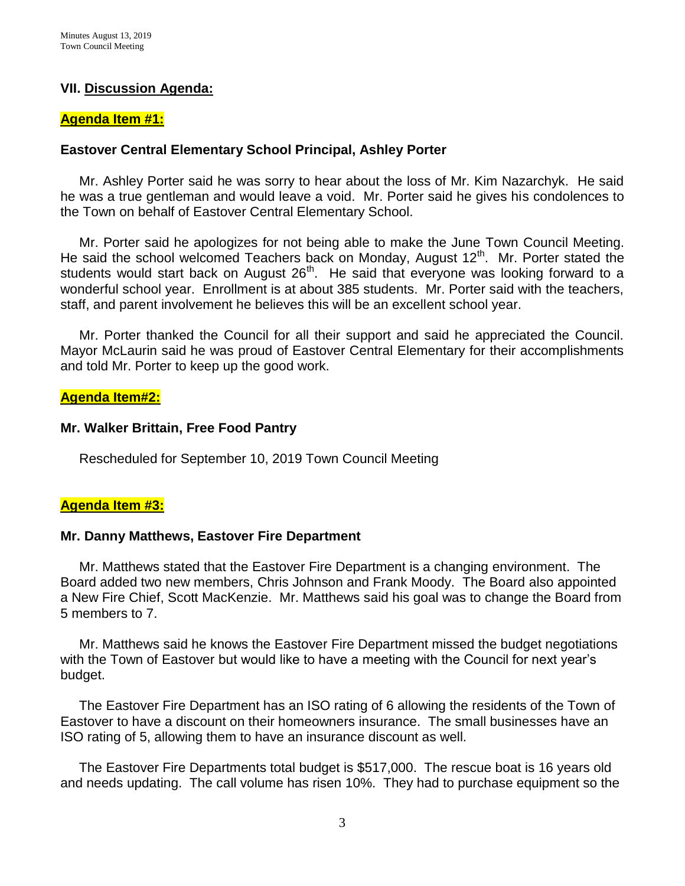## VII. Discussion Agenda:

### Agenda Item #1:

**Eastover Central Elementary School Principal, Ashley Porter**

Mr. Ashley Porter said he was sorry to hear about the loss of Mr. Kim Nazarchyk. He said he was a true gentleman and would leave a void. Mr. Porter said he gives his condolences to the Town on behalf of Eastover Central Elementary School.

Mr. Porter said he apologizes for not being able to make the June Town Council Meeting. He said the school welcomed Teachers back on Monday, August 12th. Mr. Porter stated the students would start back on August 26th. He said that everyone was looking forward to a wonderful school year. Enrollment is at about 385 students. Mr. Porter said with the teachers, staff, and parent involvement he believes this will be an excellent school year.

Mr. Porter thanked the Council for all their support and said he appreciated the Council. Mayor McLaurin said he was proud of Eastover Central Elementary for their accomplishments and told Mr. Porter to keep up the good work.

### Agenda Item#2:

**Mr. Walker Brittain, Free Food Pantry**

Rescheduled for September 10, 2019 Town Council Meeting

### Agenda Item #3:

**Mr. Danny Matthews, Eastover Fire Department**

Mr. Matthews stated that the Eastover Fire Department is a changing environment. The Board added two new members, Chris Johnson and Frank Moody. The Board also appointed a New Fire Chief, Scott MacKenzie. Mr. Matthews said his goal was to change the Board from 5 members to 7.

Mr. Matthews said he knows the Eastover Fire Department missed the budget negotiations with the Town of Eastover but would like to have a meeting with the Council for next year's budget.

The Eastover Fire Department has an ISO rating of 6 allowing the residents of the Town of Eastover to have a discount on their homeowners insurance. The small businesses have an ISO rating of 5, allowing them to have an insurance discount as well.

The Eastover Fire Departments total budget is $517,000. The rescue boat is 16 years old and needs updating. The call volume has risen 10%. They had to purchase equipment so the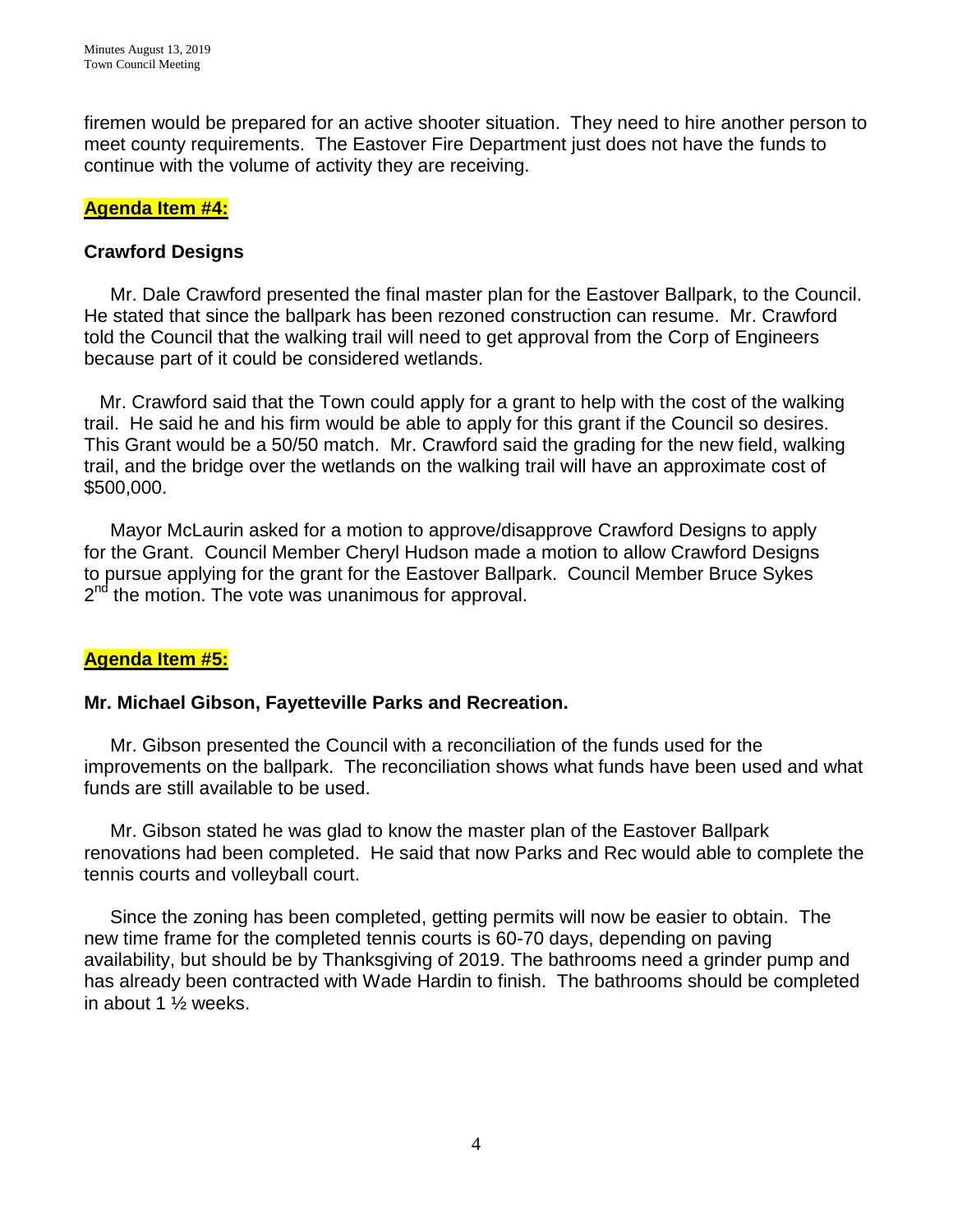firemen would be prepared for an active shooter situation. They need to hire another person to meet county requirements. The Eastover Fire Department just does not have the funds to continue with the volume of activity they are receiving.

**Agenda Item #4:**

**Crawford Designs**

Mr. Dale Crawford presented the final master plan for the Eastover Ballpark, to the Council. He stated that since the ballpark has been rezoned construction can resume. Mr. Crawford told the Council that the walking trail will need to get approval from the Corp of Engineers because part of it could be considered wetlands.

Mr. Crawford said that the Town could apply for a grant to help with the cost of the walking trail. He said he and his firm would be able to apply for this grant if the Council so desires. This Grant would be a 50/50 match. Mr. Crawford said the grading for the new field, walking trail, and the bridge over the wetlands on the walking trail will have an approximate cost of $500,000.

Mayor McLaurin asked for a motion to approve/disapprove Crawford Designs to apply for the Grant. Council Member Cheryl Hudson made a motion to allow Crawford Designs to pursue applying for the grant for the Eastover Ballpark. Council Member Bruce Sykes 2nd the motion. The vote was unanimous for approval.

**Agenda Item #5:**

**Mr. Michael Gibson, Fayetteville Parks and Recreation.**

Mr. Gibson presented the Council with a reconciliation of the funds used for the improvements on the ballpark. The reconciliation shows what funds have been used and what funds are still available to be used.

Mr. Gibson stated he was glad to know the master plan of the Eastover Ballpark renovations had been completed. He said that now Parks and Rec would able to complete the tennis courts and volleyball court.

Since the zoning has been completed, getting permits will now be easier to obtain. The new time frame for the completed tennis courts is 60-70 days, depending on paving availability, but should be by Thanksgiving of 2019. The bathrooms need a grinder pump and has already been contracted with Wade Hardin to finish. The bathrooms should be completed in about 1 ½ weeks.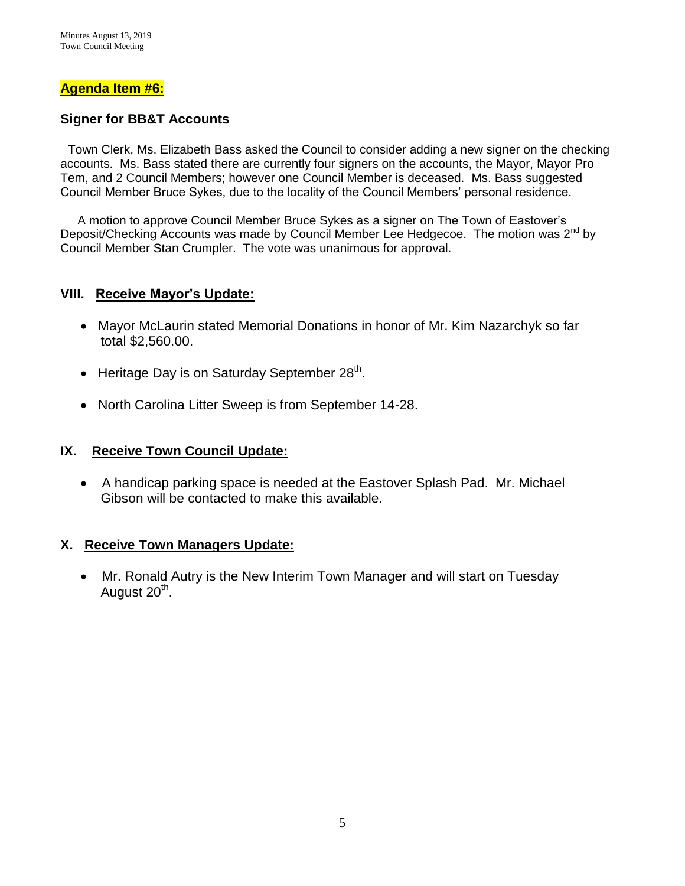## Agenda Item #6:

### Signer for BB&T Accounts

Town Clerk, Ms. Elizabeth Bass asked the Council to consider adding a new signer on the checking accounts. Ms. Bass stated there are currently four signers on the accounts, the Mayor, Mayor Pro Tem, and 2 Council Members; however one Council Member is deceased. Ms. Bass suggested Council Member Bruce Sykes, due to the locality of the Council Members' personal residence.

A motion to approve Council Member Bruce Sykes as a signer on The Town of Eastover's Deposit/Checking Accounts was made by Council Member Lee Hedgecoe. The motion was 2nd by Council Member Stan Crumpler. The vote was unanimous for approval.

## VIII. Receive Mayor's Update:

- Mayor McLaurin stated Memorial Donations in honor of Mr. Kim Nazarchyk so far total $2,560.00.
- Heritage Day is on Saturday September 28th.
- North Carolina Litter Sweep is from September 14-28.

## IX. Receive Town Council Update:

- A handicap parking space is needed at the Eastover Splash Pad. Mr. Michael Gibson will be contacted to make this available.

## X. Receive Town Managers Update:

- Mr. Ronald Autry is the New Interim Town Manager and will start on Tuesday August 20th.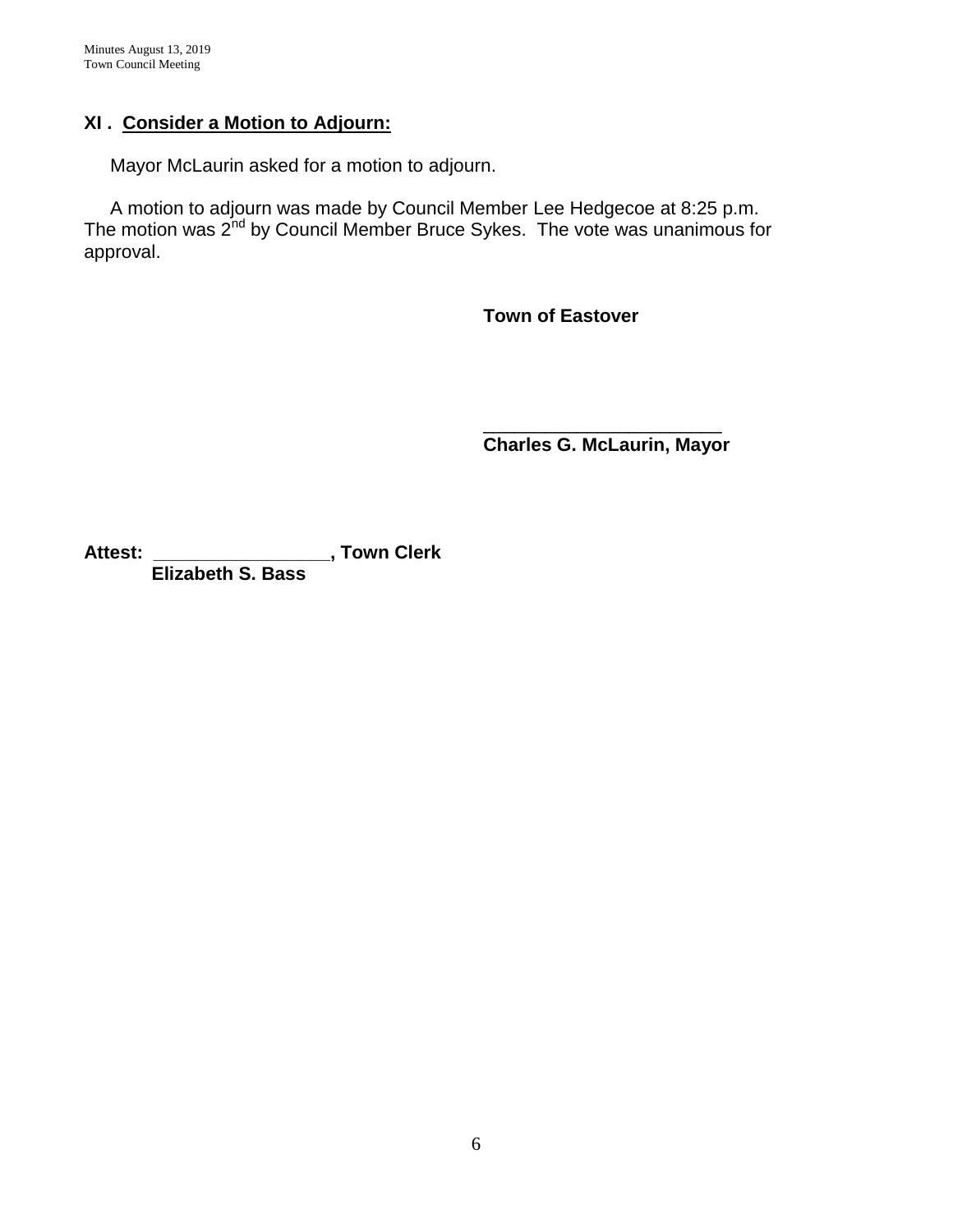### XI . Consider a Motion to Adjourn:

Mayor McLaurin asked for a motion to adjourn.

A motion to adjourn was made by Council Member Lee Hedgecoe at 8:25 p.m. The motion was 2nd by Council Member Bruce Sykes. The vote was unanimous for approval.

**Town of Eastover**

**______________________**
**Charles G. McLaurin, Mayor**

**Attest: ________________, Town Clerk**
**Elizabeth S. Bass**